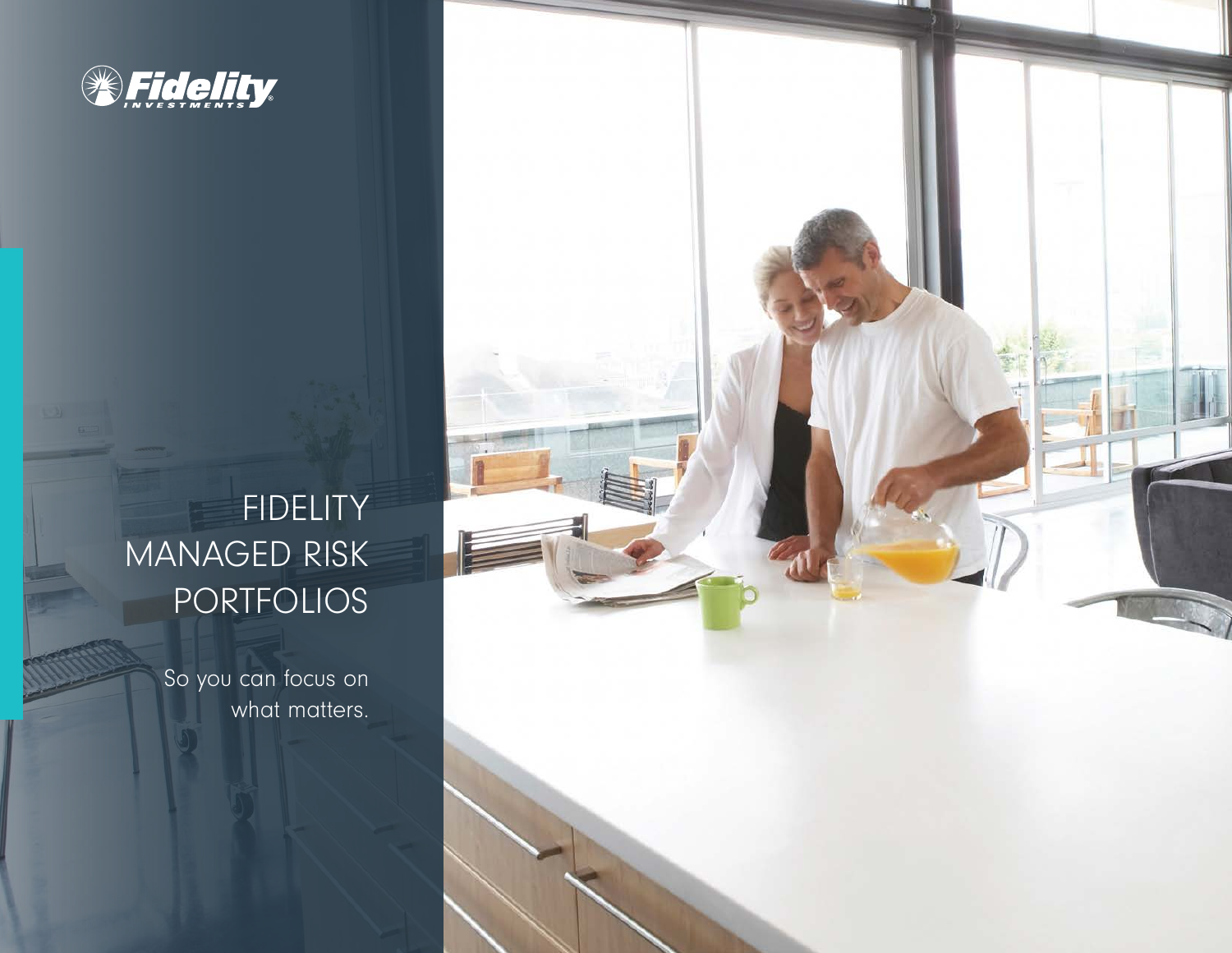Fidelity INVESTMENTS

# FIDELITY MANAGED RISK PORTFOLIOS

So you can focus on what matters.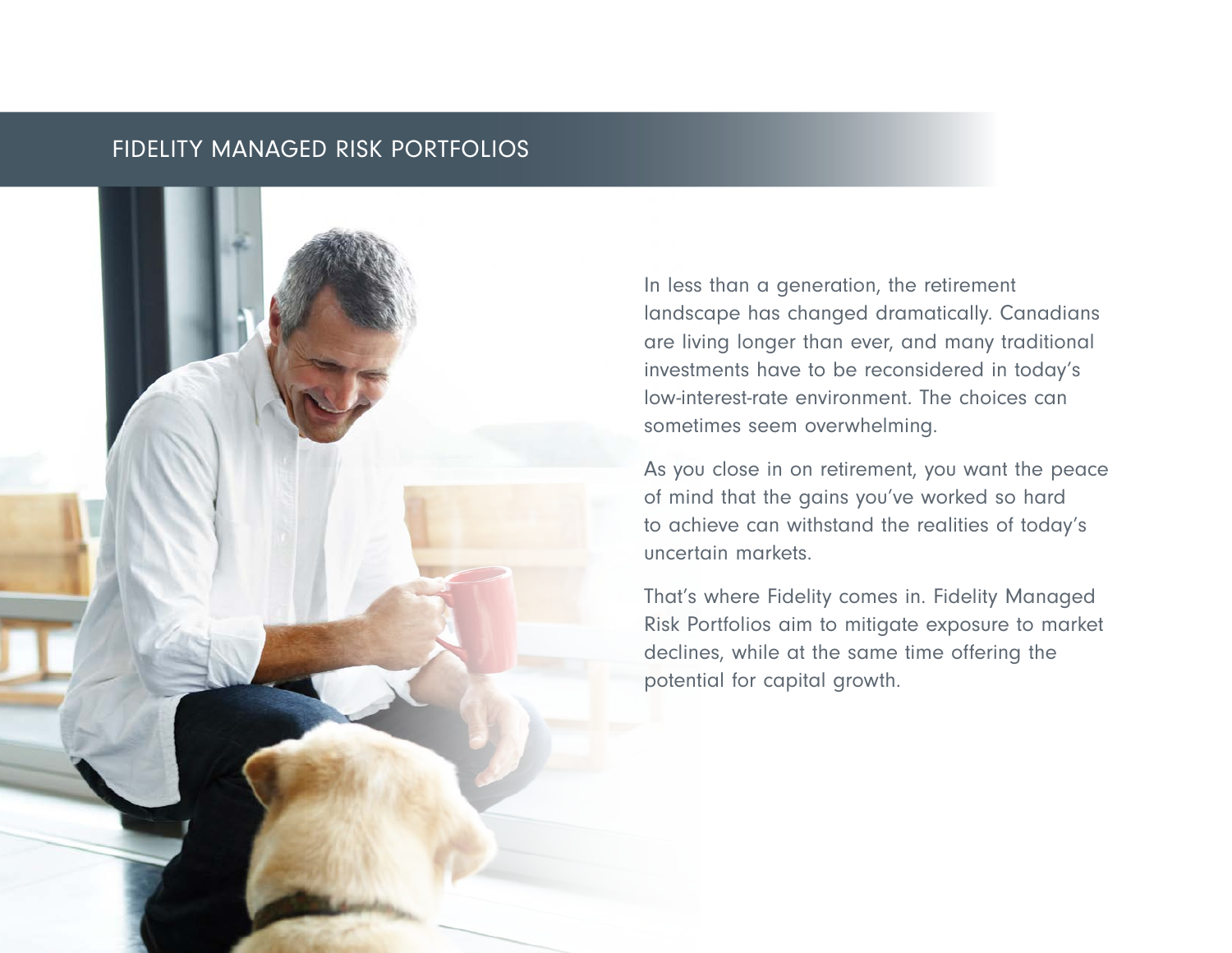## FIDELITY MANAGED RISK PORTFOLIOS

In less than a generation, the retirement landscape has changed dramatically. Canadians are living longer than ever, and many traditional investments have to be reconsidered in today's low-interest-rate environment. The choices can sometimes seem overwhelming.

As you close in on retirement, you want the peace of mind that the gains you've worked so hard to achieve can withstand the realities of today's uncertain markets.

That's where Fidelity comes in. Fidelity Managed Risk Portfolios aim to mitigate exposure to market declines, while at the same time offering the potential for capital growth.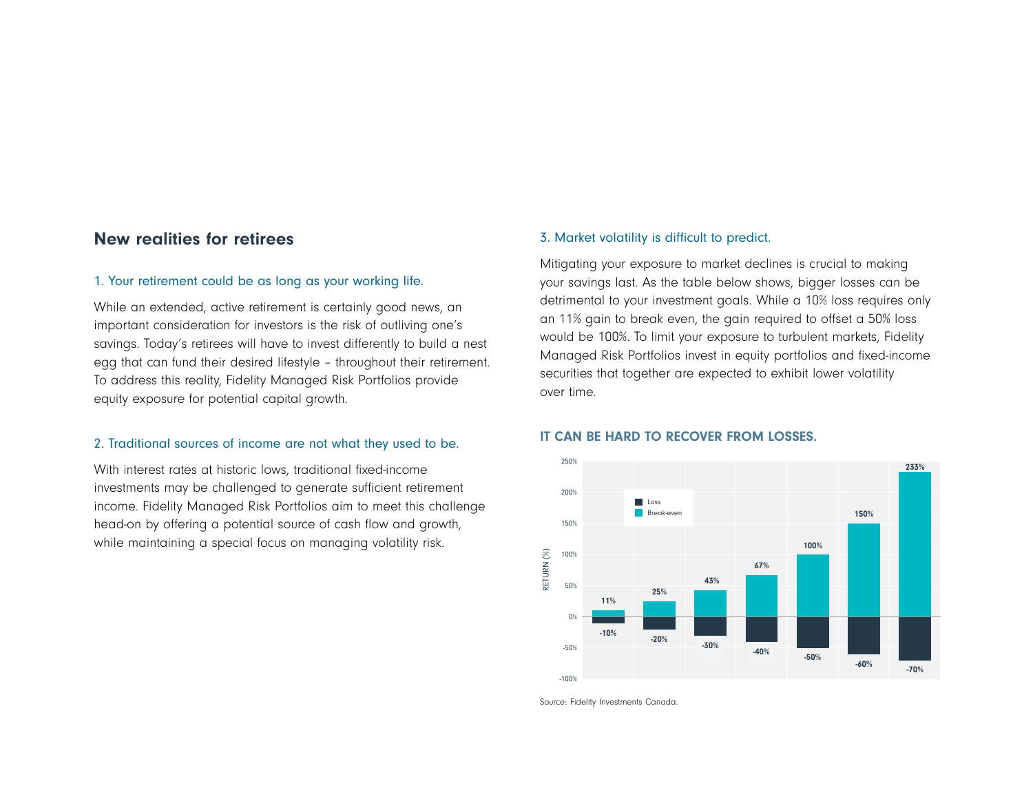## New realities for retirees

### 1. Your retirement could be as long as your working life.

While an extended, active retirement is certainly good news, an important consideration for investors is the risk of outliving one's savings. Today's retirees will have to invest differently to build a nest egg that can fund their desired lifestyle – throughout their retirement. To address this reality, Fidelity Managed Risk Portfolios provide equity exposure for potential capital growth.

### 2. Traditional sources of income are not what they used to be.

With interest rates at historic lows, traditional fixed-income investments may be challenged to generate sufficient retirement income. Fidelity Managed Risk Portfolios aim to meet this challenge head-on by offering a potential source of cash flow and growth, while maintaining a special focus on managing volatility risk.

### 3. Market volatility is difficult to predict.

Mitigating your exposure to market declines is crucial to making your savings last. As the table below shows, bigger losses can be detrimental to your investment goals. While a 10% loss requires only an 11% gain to break even, the gain required to offset a 50% loss would be 100%. To limit your exposure to turbulent markets, Fidelity Managed Risk Portfolios invest in equity portfolios and fixed-income securities that together are expected to exhibit lower volatility over time.

**IT CAN BE HARD TO RECOVER FROM LOSSES.**

| Loss | Break-even |
|---|---|
| -10% | 11% |
| -20% | 25% |
| -30% | 43% |
| -40% | 67% |
| -50% | 100% |
| -60% | 150% |
| -70% | 233% |

Source: Fidelity Investments Canada.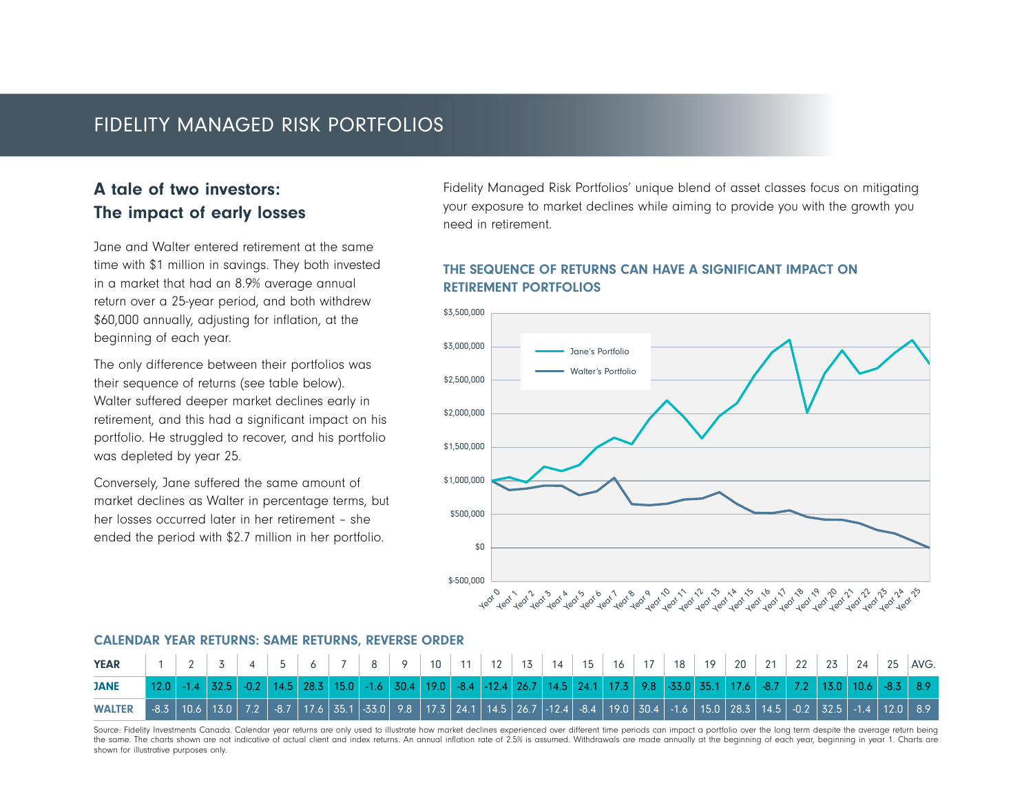# FIDELITY MANAGED RISK PORTFOLIOS

## A tale of two investors: The impact of early losses

Jane and Walter entered retirement at the same time with $1 million in savings. They both invested in a market that had an 8.9% average annual return over a 25-year period, and both withdrew $60,000 annually, adjusting for inflation, at the beginning of each year.

The only difference between their portfolios was their sequence of returns (see table below). Walter suffered deeper market declines early in retirement, and this had a significant impact on his portfolio. He struggled to recover, and his portfolio was depleted by year 25.

Conversely, Jane suffered the same amount of market declines as Walter in percentage terms, but her losses occurred later in her retirement – she ended the period with $2.7 million in her portfolio.

Fidelity Managed Risk Portfolios' unique blend of asset classes focus on mitigating your exposure to market declines while aiming to provide you with the growth you need in retirement.

### THE SEQUENCE OF RETURNS CAN HAVE A SIGNIFICANT IMPACT ON RETIREMENT PORTFOLIOS

### CALENDAR YEAR RETURNS: SAME RETURNS, REVERSE ORDER

| YEAR | 1 | 2 | 3 | 4 | 5 | 6 | 7 | 8 | 9 | 10 | 11 | 12 | 13 | 14 | 15 | 16 | 17 | 18 | 19 | 20 | 21 | 22 | 23 | 24 | 25 | AVG. |
|---|---|---|---|---|---|---|---|---|---|---|---|---|---|---|---|---|---|---|---|---|---|---|---|---|---|---|
| JANE | 12.0 | -1.4 | 32.5 | -0.2 | 14.5 | 28.3 | 15.0 | -1.6 | 30.4 | 19.0 | -8.4 | -12.4 | 26.7 | 14.5 | 24.1 | 17.3 | 9.8 | -33.0 | 35.1 | 17.6 | -8.7 | 7.2 | 13.0 | 10.6 | -8.3 | 8.9 |
| WALTER | -8.3 | 10.6 | 13.0 | 7.2 | -8.7 | 17.6 | 35.1 | -33.0 | 9.8 | 17.3 | 24.1 | 14.5 | 26.7 | -12.4 | -8.4 | 19.0 | 30.4 | -1.6 | 15.0 | 28.3 | 14.5 | -0.2 | 32.5 | -1.4 | 12.0 | 8.9 |

Source: Fidelity Investments Canada. Calendar year returns are only used to illustrate how market declines experienced over different time periods can impact a portfolio over the long term despite the average return being the same. The charts shown are not indicative of actual client and index returns. An annual inflation rate of 2.5% is assumed. Withdrawals are made annually at the beginning of each year, beginning in year 1. Charts are shown for illustrative purposes only.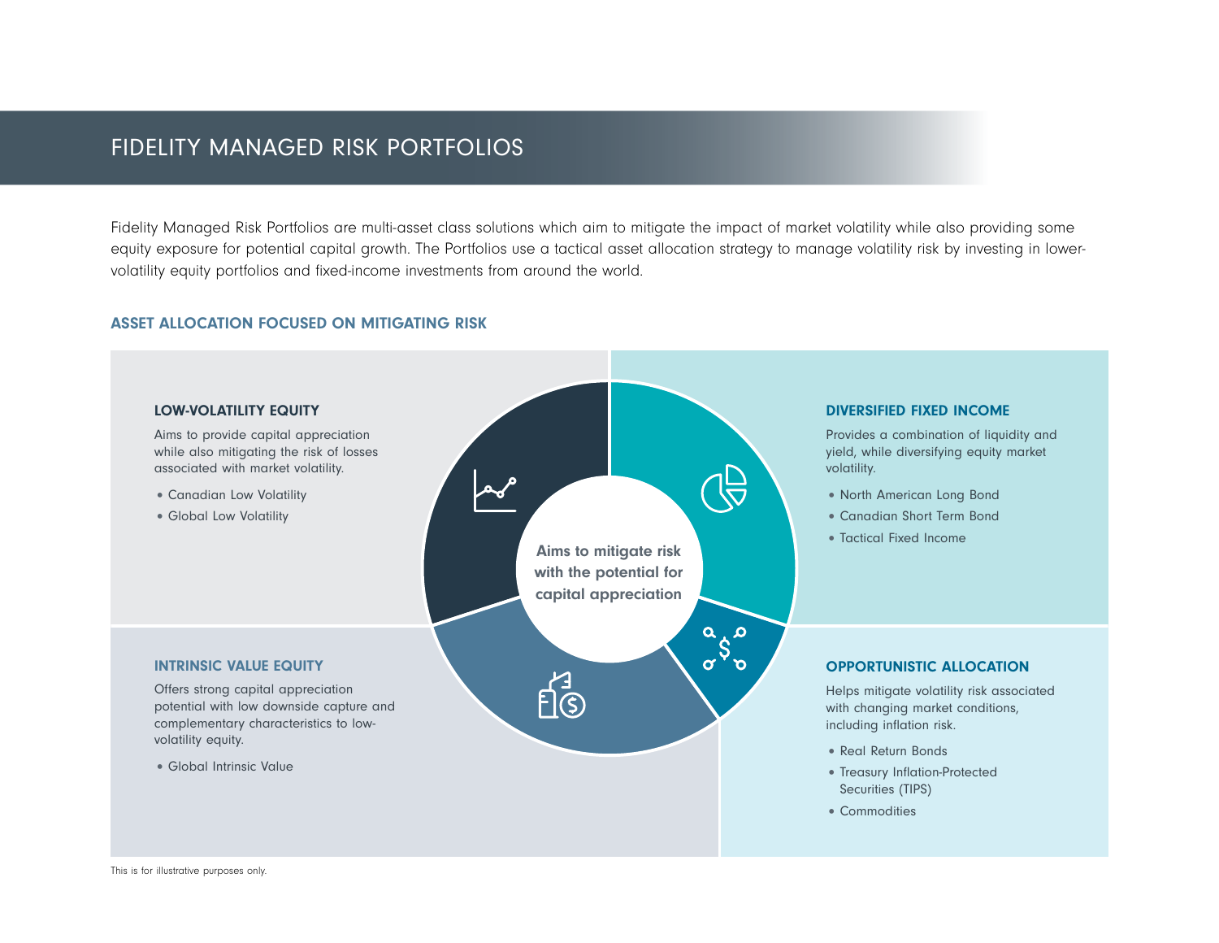# FIDELITY MANAGED RISK PORTFOLIOS

Fidelity Managed Risk Portfolios are multi-asset class solutions which aim to mitigate the impact of market volatility while also providing some equity exposure for potential capital growth. The Portfolios use a tactical asset allocation strategy to manage volatility risk by investing in lower-volatility equity portfolios and fixed-income investments from around the world.

## ASSET ALLOCATION FOCUSED ON MITIGATING RISK

**Aims to mitigate risk with the potential for capital appreciation**

### LOW-VOLATILITY EQUITY

Aims to provide capital appreciation while also mitigating the risk of losses associated with market volatility.

- Canadian Low Volatility
- Global Low Volatility

### DIVERSIFIED FIXED INCOME

Provides a combination of liquidity and yield, while diversifying equity market volatility.

- North American Long Bond
- Canadian Short Term Bond
- Tactical Fixed Income

### INTRINSIC VALUE EQUITY

Offers strong capital appreciation potential with low downside capture and complementary characteristics to low-volatility equity.

- Global Intrinsic Value

### OPPORTUNISTIC ALLOCATION

Helps mitigate volatility risk associated with changing market conditions, including inflation risk.

- Real Return Bonds
- Treasury Inflation-Protected Securities (TIPS)
- Commodities

This is for illustrative purposes only.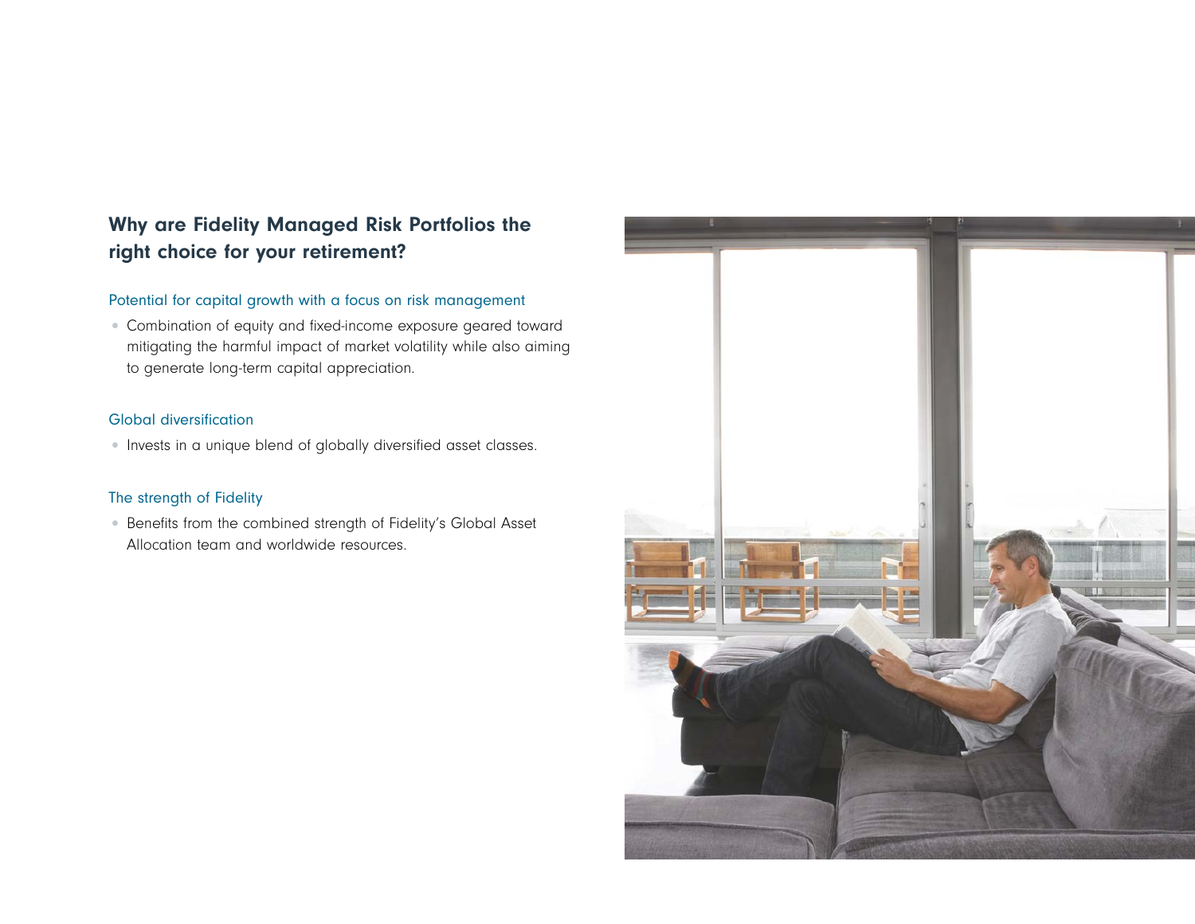## Why are Fidelity Managed Risk Portfolios the right choice for your retirement?

### Potential for capital growth with a focus on risk management

- Combination of equity and fixed-income exposure geared toward mitigating the harmful impact of market volatility while also aiming to generate long-term capital appreciation.

### Global diversification

- Invests in a unique blend of globally diversified asset classes.

### The strength of Fidelity

- Benefits from the combined strength of Fidelity's Global Asset Allocation team and worldwide resources.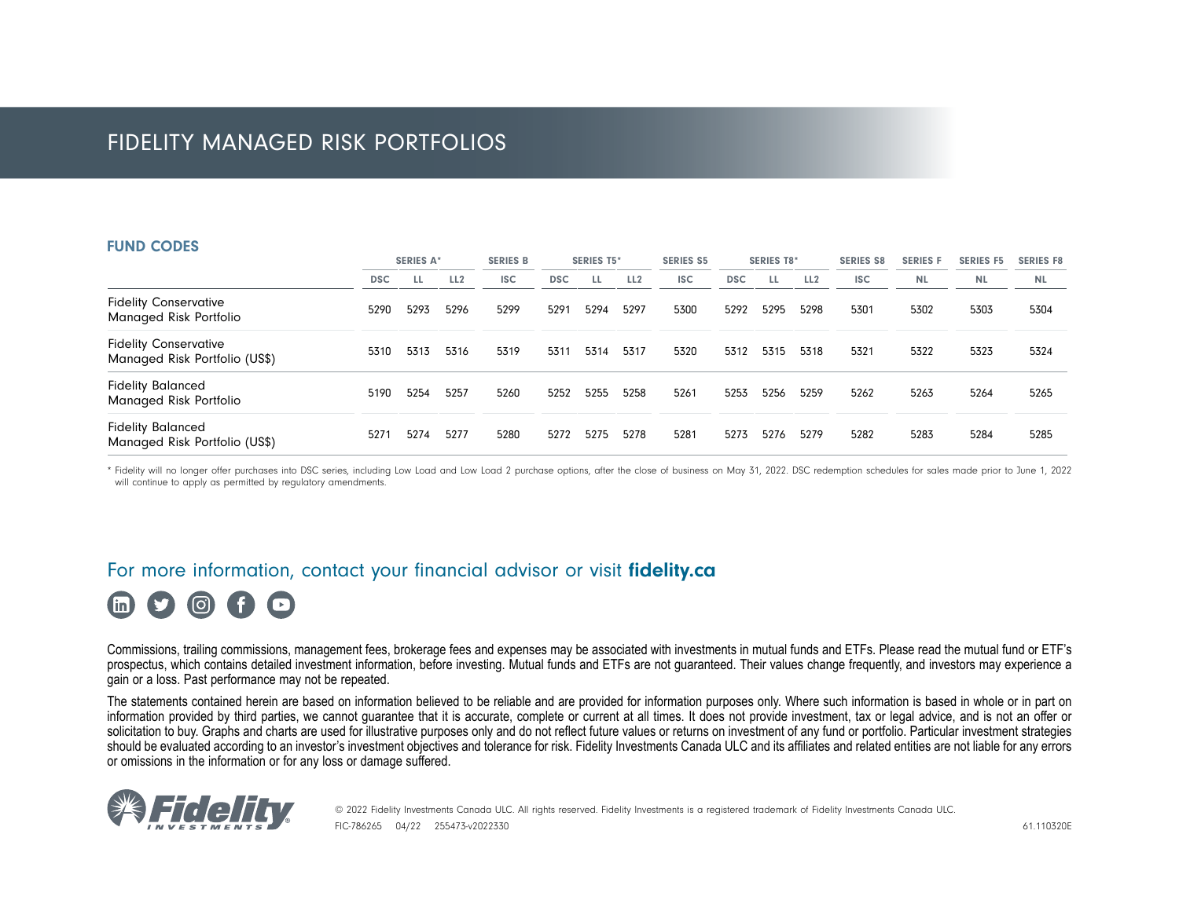# FIDELITY MANAGED RISK PORTFOLIOS

## FUND CODES

| | SERIES A* | | | SERIES B | SERIES T5* | | | SERIES S5 | SERIES T8* | | | SERIES S8 | SERIES F | SERIES F5 | SERIES F8 |
|---|---|---|---|---|---|---|---|---|---|---|---|---|---|---|---|
| | DSC | LL | LL2 | ISC | DSC | LL | LL2 | ISC | DSC | LL | LL2 | ISC | NL | NL | NL |
| Fidelity Conservative Managed Risk Portfolio | 5290 | 5293 | 5296 | 5299 | 5291 | 5294 | 5297 | 5300 | 5292 | 5295 | 5298 | 5301 | 5302 | 5303 | 5304 |
| Fidelity Conservative Managed Risk Portfolio (US$) | 5310 | 5313 | 5316 | 5319 | 5311 | 5314 | 5317 | 5320 | 5312 | 5315 | 5318 | 5321 | 5322 | 5323 | 5324 |
| Fidelity Balanced Managed Risk Portfolio | 5190 | 5254 | 5257 | 5260 | 5252 | 5255 | 5258 | 5261 | 5253 | 5256 | 5259 | 5262 | 5263 | 5264 | 5265 |
| Fidelity Balanced Managed Risk Portfolio (US$) | 5271 | 5274 | 5277 | 5280 | 5272 | 5275 | 5278 | 5281 | 5273 | 5276 | 5279 | 5282 | 5283 | 5284 | 5285 |

* Fidelity will no longer offer purchases into DSC series, including Low Load and Low Load 2 purchase options, after the close of business on May 31, 2022. DSC redemption schedules for sales made prior to June 1, 2022 will continue to apply as permitted by regulatory amendments.

For more information, contact your financial advisor or visit **fidelity.ca**

Commissions, trailing commissions, management fees, brokerage fees and expenses may be associated with investments in mutual funds and ETFs. Please read the mutual fund or ETF's prospectus, which contains detailed investment information, before investing. Mutual funds and ETFs are not guaranteed. Their values change frequently, and investors may experience a gain or a loss. Past performance may not be repeated.

The statements contained herein are based on information believed to be reliable and are provided for information purposes only. Where such information is based in whole or in part on information provided by third parties, we cannot guarantee that it is accurate, complete or current at all times. It does not provide investment, tax or legal advice, and is not an offer or solicitation to buy. Graphs and charts are used for illustrative purposes only and do not reflect future values or returns on investment of any fund or portfolio. Particular investment strategies should be evaluated according to an investor's investment objectives and tolerance for risk. Fidelity Investments Canada ULC and its affiliates and related entities are not liable for any errors or omissions in the information or for any loss or damage suffered.

© 2022 Fidelity Investments Canada ULC. All rights reserved. Fidelity Investments is a registered trademark of Fidelity Investments Canada ULC.

FIC-786265 04/22 255473-v2022330

61.110320E